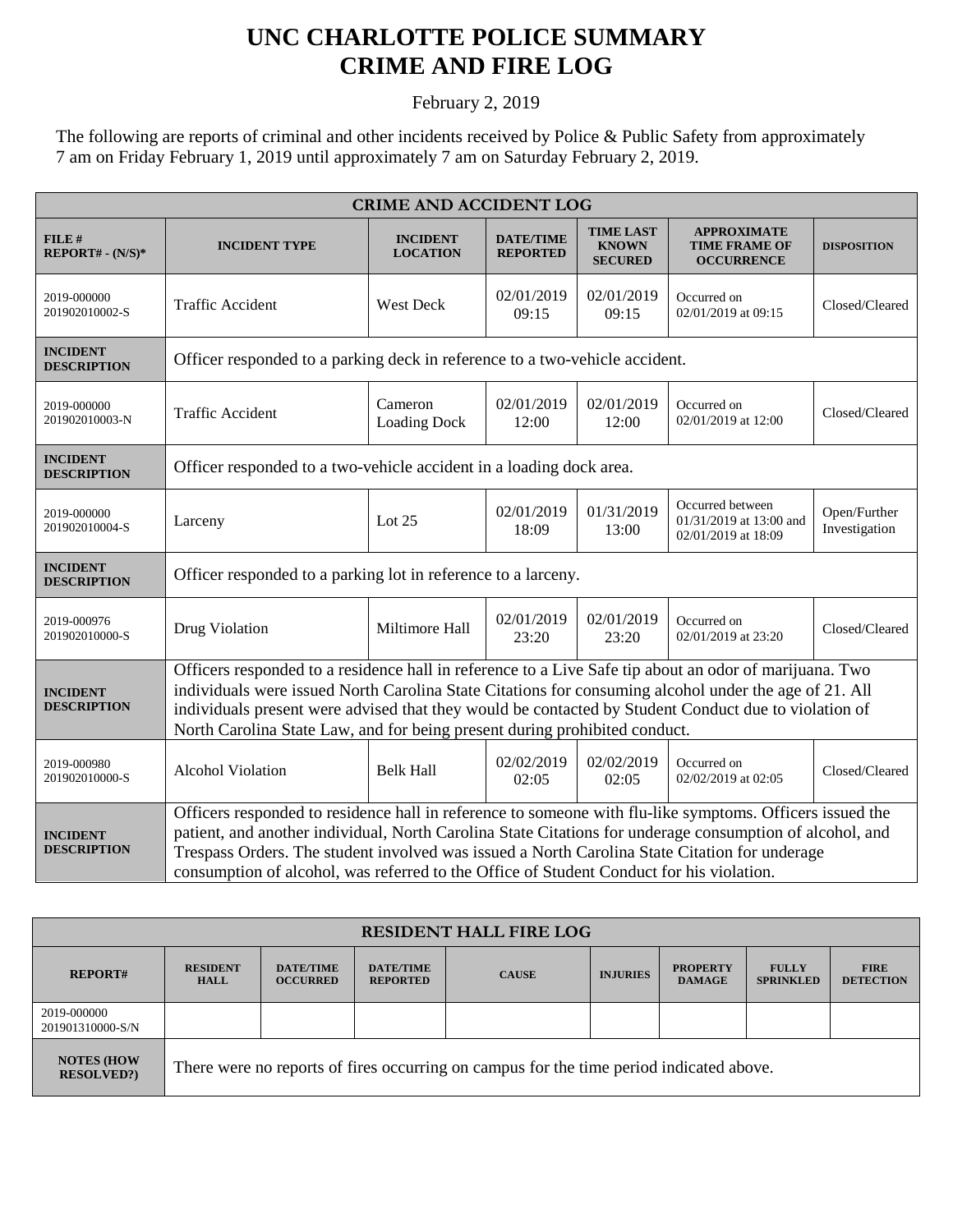# UNC CHARLOTTE POLICE SUMMARY
# CRIME AND FIRE LOG

February 2, 2019

The following are reports of criminal and other incidents received by Police & Public Safety from approximately 7 am on Friday February 1, 2019 until approximately 7 am on Saturday February 2, 2019.

| CRIME AND ACCIDENT LOG | | | | | | |
|---|---|---|---|---|---|---|
| **FILE # REPORT# - (N/S)*** | **INCIDENT TYPE** | **INCIDENT LOCATION** | **DATE/TIME REPORTED** | **TIME LAST KNOWN SECURED** | **APPROXIMATE TIME FRAME OF OCCURRENCE** | **DISPOSITION** |
| 2019-000000 201902010002-S | Traffic Accident | West Deck | 02/01/2019 09:15 | 02/01/2019 09:15 | Occurred on 02/01/2019 at 09:15 | Closed/Cleared |
| **INCIDENT DESCRIPTION** | Officer responded to a parking deck in reference to a two-vehicle accident. | | | | | |
| 2019-000000 201902010003-N | Traffic Accident | Cameron Loading Dock | 02/01/2019 12:00 | 02/01/2019 12:00 | Occurred on 02/01/2019 at 12:00 | Closed/Cleared |
| **INCIDENT DESCRIPTION** | Officer responded to a two-vehicle accident in a loading dock area. | | | | | |
| 2019-000000 201902010004-S | Larceny | Lot 25 | 02/01/2019 18:09 | 01/31/2019 13:00 | Occurred between 01/31/2019 at 13:00 and 02/01/2019 at 18:09 | Open/Further Investigation |
| **INCIDENT DESCRIPTION** | Officer responded to a parking lot in reference to a larceny. | | | | | |
| 2019-000976 201902010000-S | Drug Violation | Miltimore Hall | 02/01/2019 23:20 | 02/01/2019 23:20 | Occurred on 02/01/2019 at 23:20 | Closed/Cleared |
| **INCIDENT DESCRIPTION** | Officers responded to a residence hall in reference to a Live Safe tip about an odor of marijuana. Two individuals were issued North Carolina State Citations for consuming alcohol under the age of 21. All individuals present were advised that they would be contacted by Student Conduct due to violation of North Carolina State Law, and for being present during prohibited conduct. | | | | | |
| 2019-000980 201902010000-S | Alcohol Violation | Belk Hall | 02/02/2019 02:05 | 02/02/2019 02:05 | Occurred on 02/02/2019 at 02:05 | Closed/Cleared |
| **INCIDENT DESCRIPTION** | Officers responded to residence hall in reference to someone with flu-like symptoms. Officers issued the patient, and another individual, North Carolina State Citations for underage consumption of alcohol, and Trespass Orders. The student involved was issued a North Carolina State Citation for underage consumption of alcohol, was referred to the Office of Student Conduct for his violation. | | | | | |

| RESIDENT HALL FIRE LOG | | | | | | | | |
|---|---|---|---|---|---|---|---|---|
| **REPORT#** | **RESIDENT HALL** | **DATE/TIME OCCURRED** | **DATE/TIME REPORTED** | **CAUSE** | **INJURIES** | **PROPERTY DAMAGE** | **FULLY SPRINKLED** | **FIRE DETECTION** |
| 2019-000000 201901310000-S/N | | | | | | | | |
| **NOTES (HOW RESOLVED?)** | There were no reports of fires occurring on campus for the time period indicated above. | | | | | | | |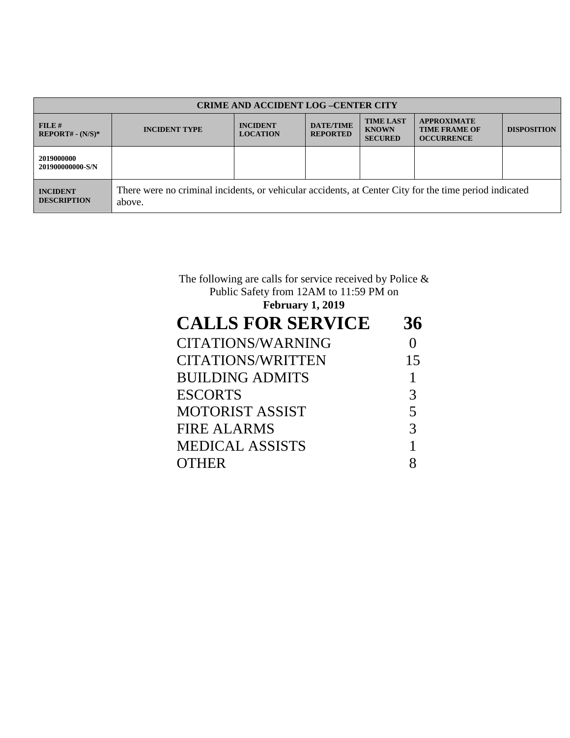| CRIME AND ACCIDENT LOG –CENTER CITY | | | | | | |
|---|---|---|---|---|---|---|
| **FILE # REPORT# - (N/S)*** | **INCIDENT TYPE** | **INCIDENT LOCATION** | **DATE/TIME REPORTED** | **TIME LAST KNOWN SECURED** | **APPROXIMATE TIME FRAME OF OCCURRENCE** | **DISPOSITION** |
| **2019000000 201900000000-S/N** | | | | | | |
| **INCIDENT DESCRIPTION** | There were no criminal incidents, or vehicular accidents, at Center City for the time period indicated above. | | | | | |

The following are calls for service received by Police & Public Safety from 12AM to 11:59 PM on

**February 1, 2019**

| | |
|---|---|
| **CALLS FOR SERVICE** | **36** |
| CITATIONS/WARNING | 0 |
| CITATIONS/WRITTEN | 15 |
| BUILDING ADMITS | 1 |
| ESCORTS | 3 |
| MOTORIST ASSIST | 5 |
| FIRE ALARMS | 3 |
| MEDICAL ASSISTS | 1 |
| OTHER | 8 |